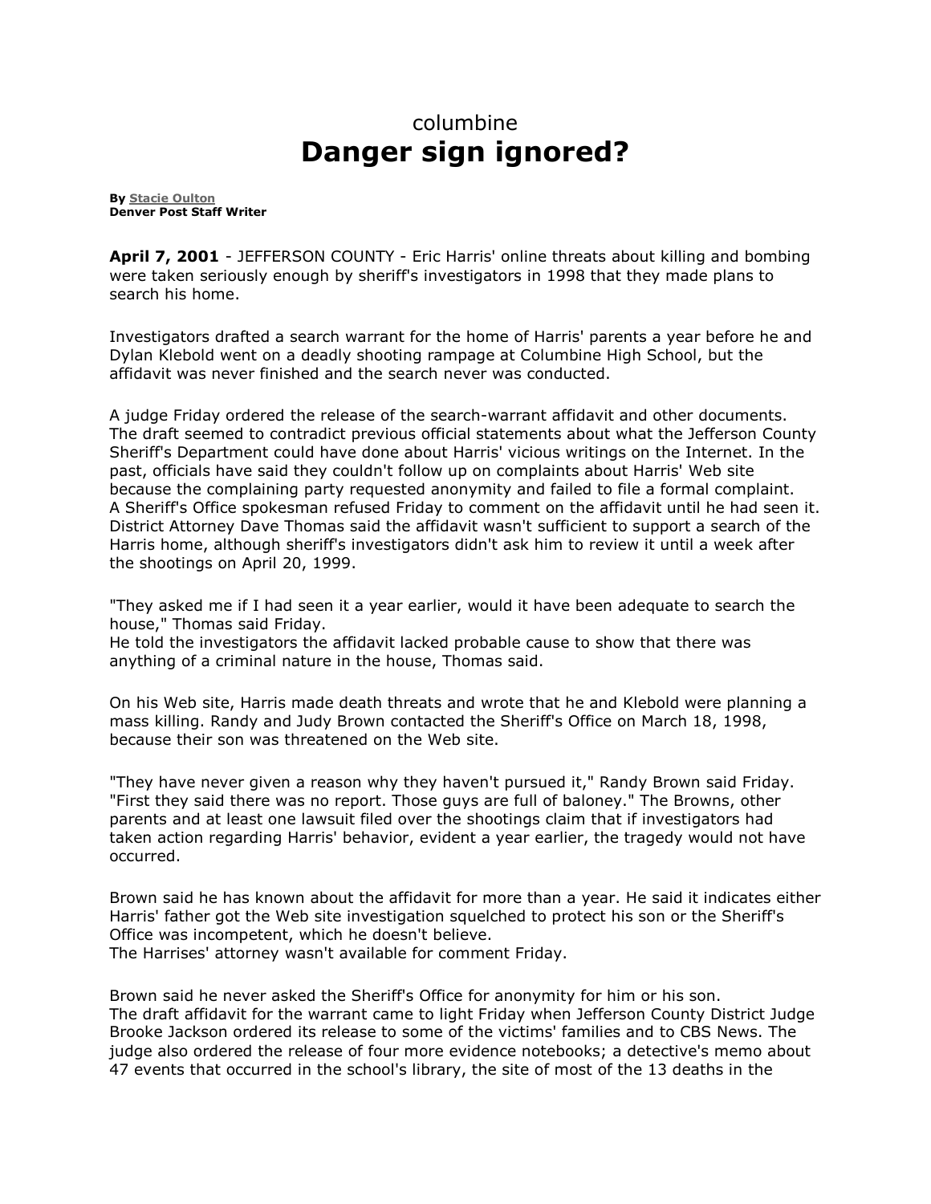columbine

# Danger sign ignored?

**By Stacie Oulton**
**Denver Post Staff Writer**

**April 7, 2001** - JEFFERSON COUNTY - Eric Harris' online threats about killing and bombing were taken seriously enough by sheriff's investigators in 1998 that they made plans to search his home.

Investigators drafted a search warrant for the home of Harris' parents a year before he and Dylan Klebold went on a deadly shooting rampage at Columbine High School, but the affidavit was never finished and the search never was conducted.

A judge Friday ordered the release of the search-warrant affidavit and other documents. The draft seemed to contradict previous official statements about what the Jefferson County Sheriff's Department could have done about Harris' vicious writings on the Internet. In the past, officials have said they couldn't follow up on complaints about Harris' Web site because the complaining party requested anonymity and failed to file a formal complaint.
A Sheriff's Office spokesman refused Friday to comment on the affidavit until he had seen it. District Attorney Dave Thomas said the affidavit wasn't sufficient to support a search of the Harris home, although sheriff's investigators didn't ask him to review it until a week after the shootings on April 20, 1999.

"They asked me if I had seen it a year earlier, would it have been adequate to search the house," Thomas said Friday.
He told the investigators the affidavit lacked probable cause to show that there was anything of a criminal nature in the house, Thomas said.

On his Web site, Harris made death threats and wrote that he and Klebold were planning a mass killing. Randy and Judy Brown contacted the Sheriff's Office on March 18, 1998, because their son was threatened on the Web site.

"They have never given a reason why they haven't pursued it," Randy Brown said Friday. "First they said there was no report. Those guys are full of baloney." The Browns, other parents and at least one lawsuit filed over the shootings claim that if investigators had taken action regarding Harris' behavior, evident a year earlier, the tragedy would not have occurred.

Brown said he has known about the affidavit for more than a year. He said it indicates either Harris' father got the Web site investigation squelched to protect his son or the Sheriff's Office was incompetent, which he doesn't believe.
The Harrises' attorney wasn't available for comment Friday.

Brown said he never asked the Sheriff's Office for anonymity for him or his son.
The draft affidavit for the warrant came to light Friday when Jefferson County District Judge Brooke Jackson ordered its release to some of the victims' families and to CBS News. The judge also ordered the release of four more evidence notebooks; a detective's memo about 47 events that occurred in the school's library, the site of most of the 13 deaths in the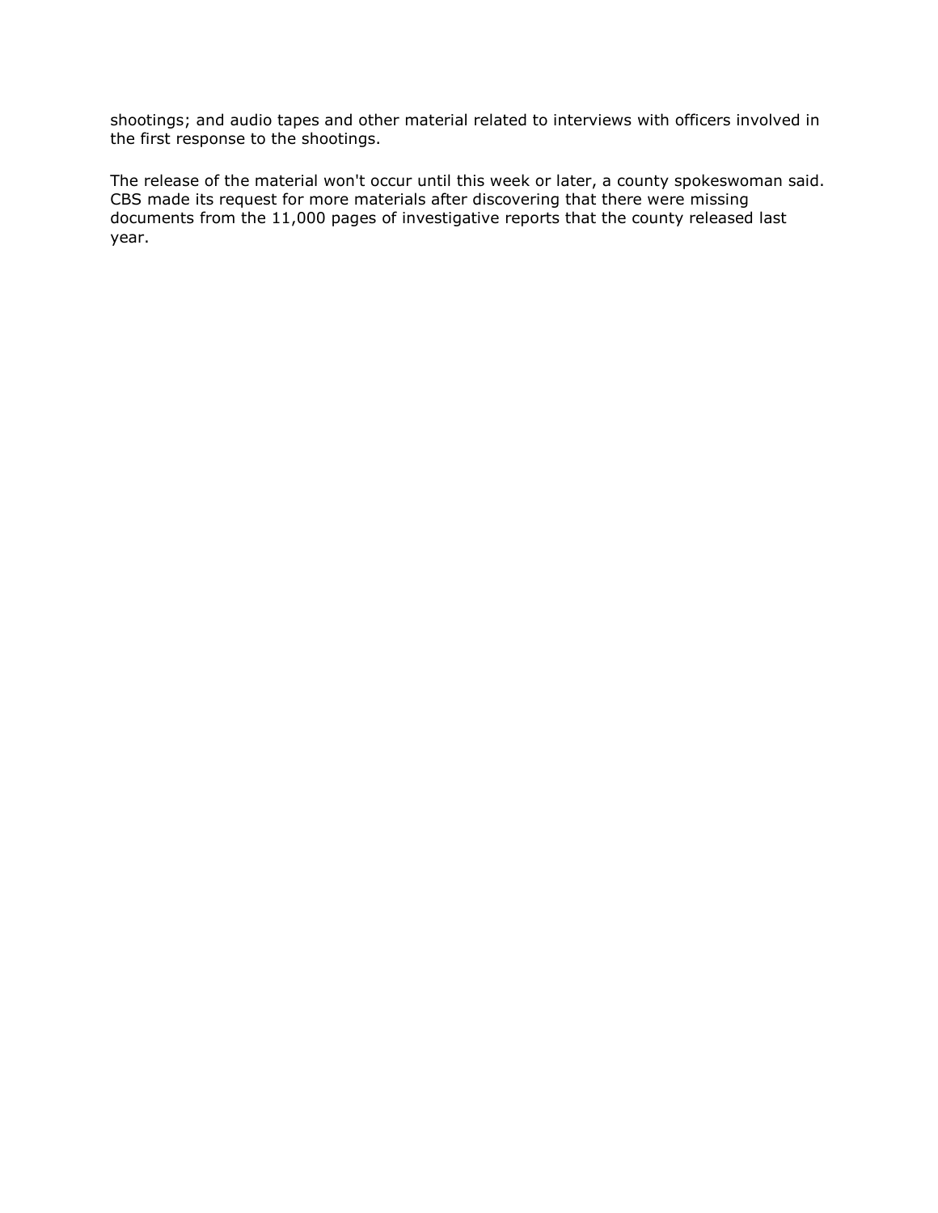shootings; and audio tapes and other material related to interviews with officers involved in the first response to the shootings.

The release of the material won't occur until this week or later, a county spokeswoman said. CBS made its request for more materials after discovering that there were missing documents from the 11,000 pages of investigative reports that the county released last year.